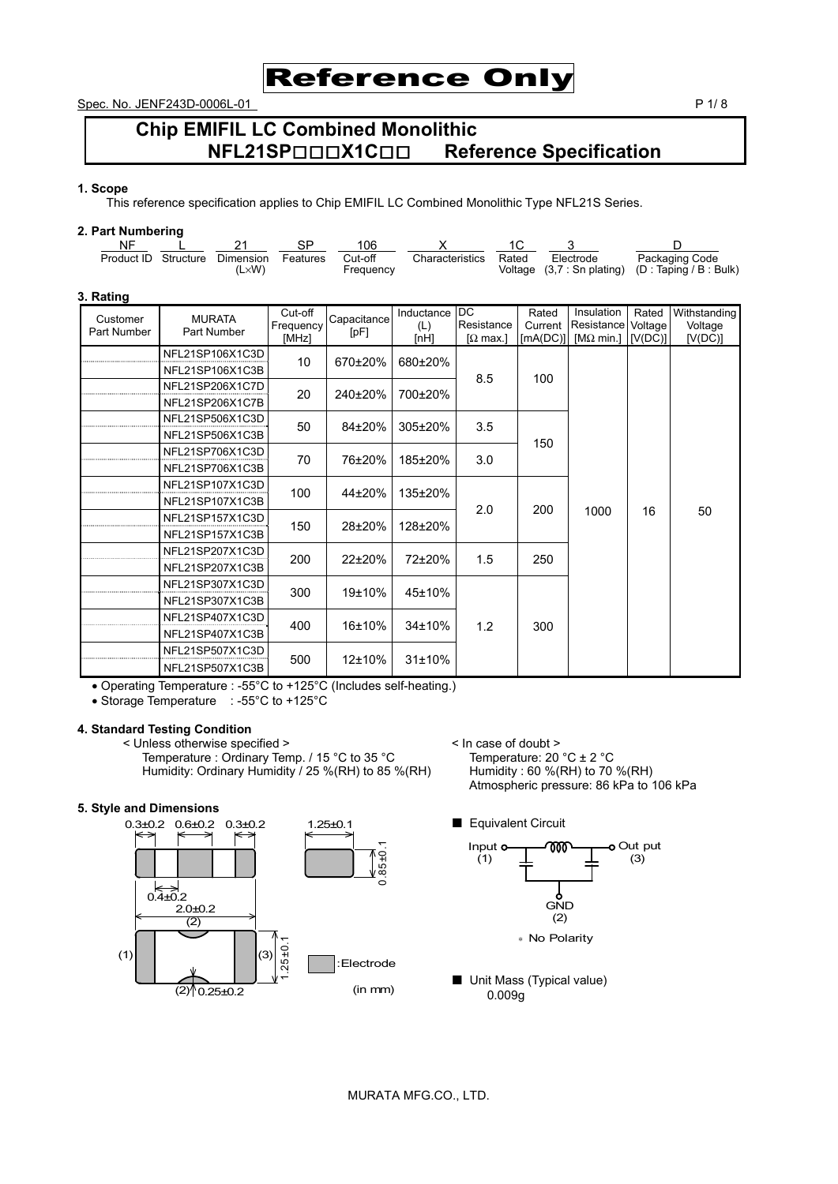Reference Only

Spec. No. JENF243D-0006L-01

# Chip EMIFIL LC Combined Monolithic NFL21SP□□□X1C□□ Reference Specification

## 1. Scope

This reference specification applies to Chip EMIFIL LC Combined Monolithic Type NFL21S Series.

## 2. Part Numbering

| NF | L | 21 | SP | 106 | X | 1C | 3 | D |
|---|---|---|---|---|---|---|---|---|
| Product ID | Structure | Dimension (L×W) | Features | Cut-off Frequency | Characteristics | Rated Voltage | Electrode (3,7 : Sn plating) | Packaging Code (D : Taping / B : Bulk) |

## 3. Rating

| Customer Part Number | MURATA Part Number | Cut-off Frequency [MHz] | Capacitance [pF] | Inductance (L) [nH] | DC Resistance [Ω max.] | Rated Current [mA(DC)] | Insulation Resistance [MΩ min.] | Rated Voltage [V(DC)] | Withstanding Voltage [V(DC)] |
|---|---|---|---|---|---|---|---|---|---|
| | NFL21SP106X1C3D | 10 | 670±20% | 680±20% | 8.5 | 100 | 1000 | 16 | 50 |
| | NFL21SP106X1C3B | | | | | | | | |
| | NFL21SP206X1C7D | 20 | 240±20% | 700±20% | | | | | |
| | NFL21SP206X1C7B | | | | | | | | |
| | NFL21SP506X1C3D | 50 | 84±20% | 305±20% | 3.5 | 150 | | | |
| | NFL21SP506X1C3B | | | | | | | | |
| | NFL21SP706X1C3D | 70 | 76±20% | 185±20% | 3.0 | | | | |
| | NFL21SP706X1C3B | | | | | | | | |
| | NFL21SP107X1C3D | 100 | 44±20% | 135±20% | 2.0 | 200 | | | |
| | NFL21SP107X1C3B | | | | | | | | |
| | NFL21SP157X1C3D | 150 | 28±20% | 128±20% | | | | | |
| | NFL21SP157X1C3B | | | | | | | | |
| | NFL21SP207X1C3D | 200 | 22±20% | 72±20% | 1.5 | 250 | | | |
| | NFL21SP207X1C3B | | | | | | | | |
| | NFL21SP307X1C3D | 300 | 19±10% | 45±10% | 1.2 | 300 | | | |
| | NFL21SP307X1C3B | | | | | | | | |
| | NFL21SP407X1C3D | 400 | 16±10% | 34±10% | | | | | |
| | NFL21SP407X1C3B | | | | | | | | |
| | NFL21SP507X1C3D | 500 | 12±10% | 31±10% | | | | | |
| | NFL21SP507X1C3B | | | | | | | | |

- Operating Temperature : -55°C to +125°C (Includes self-heating.)
- Storage Temperature : -55°C to +125°C

## 4. Standard Testing Condition

< Unless otherwise specified >
Temperature : Ordinary Temp. / 15 °C to 35 °C
Humidity: Ordinary Humidity / 25 %(RH) to 85 %(RH)

< In case of doubt >
Temperature: 20 °C ± 2 °C
Humidity : 60 %(RH) to 70 %(RH)
Atmospheric pressure: 86 kPa to 106 kPa

## 5. Style and Dimensions

0.3±0.2 0.6±0.2 0.3±0.2
0.4±0.2
2.0±0.2
1.25±0.1
0.85±0.1
1.25±0.1
(1) (2) (3)
(2) 0.25±0.2
:Electrode
(in mm)

■ Equivalent Circuit

Input (1) — Out put (3) — GND (2)

* No Polarity

■ Unit Mass (Typical value)
0.009g

MURATA MFG.CO., LTD.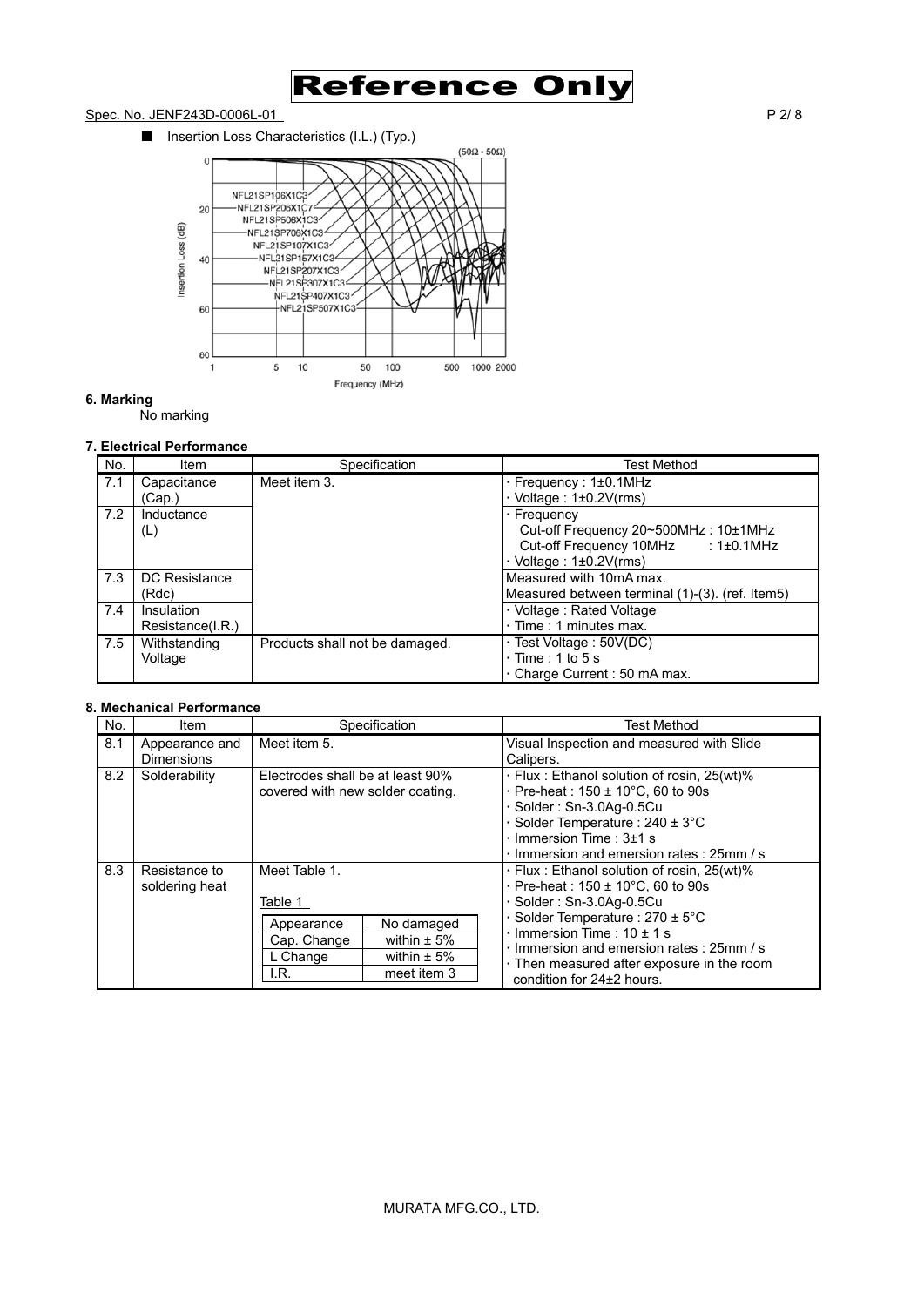■ Insertion Loss Characteristics (I.L.) (Typ.)

## 6. Marking

No marking

## 7. Electrical Performance

| No. | Item | Specification | Test Method |
|---|---|---|---|
| 7.1 | Capacitance (Cap.) | Meet item 3. | · Frequency : 1±0.1MHz<br>· Voltage : 1±0.2V(rms) |
| 7.2 | Inductance (L) | | · Frequency<br>Cut-off Frequency 20~500MHz : 10±1MHz<br>Cut-off Frequency 10MHz : 1±0.1MHz<br>· Voltage : 1±0.2V(rms) |
| 7.3 | DC Resistance (Rdc) | | Measured with 10mA max.<br>Measured between terminal (1)-(3). (ref. Item5) |
| 7.4 | Insulation Resistance(I.R.) | | · Voltage : Rated Voltage<br>· Time : 1 minutes max. |
| 7.5 | Withstanding Voltage | Products shall not be damaged. | · Test Voltage : 50V(DC)<br>· Time : 1 to 5 s<br>· Charge Current : 50 mA max. |

## 8. Mechanical Performance

| No. | Item | Specification | Test Method |
|---|---|---|---|
| 8.1 | Appearance and Dimensions | Meet item 5. | Visual Inspection and measured with Slide Calipers. |
| 8.2 | Solderability | Electrodes shall be at least 90% covered with new solder coating. | · Flux : Ethanol solution of rosin, 25(wt)%<br>· Pre-heat : 150 ± 10°C, 60 to 90s<br>· Solder : Sn-3.0Ag-0.5Cu<br>· Solder Temperature : 240 ± 3°C<br>· Immersion Time : 3±1 s<br>· Immersion and emersion rates : 25mm / s |
| 8.3 | Resistance to soldering heat | Meet Table 1.<br><br>Table 1<br>Appearance: No damaged<br>Cap. Change: within ± 5%<br>L Change: within ± 5%<br>I.R.: meet item 3 | · Flux : Ethanol solution of rosin, 25(wt)%<br>· Pre-heat : 150 ± 10°C, 60 to 90s<br>· Solder : Sn-3.0Ag-0.5Cu<br>· Solder Temperature : 270 ± 5°C<br>· Immersion Time : 10 ± 1 s<br>· Immersion and emersion rates : 25mm / s<br>· Then measured after exposure in the room condition for 24±2 hours. |

MURATA MFG.CO., LTD.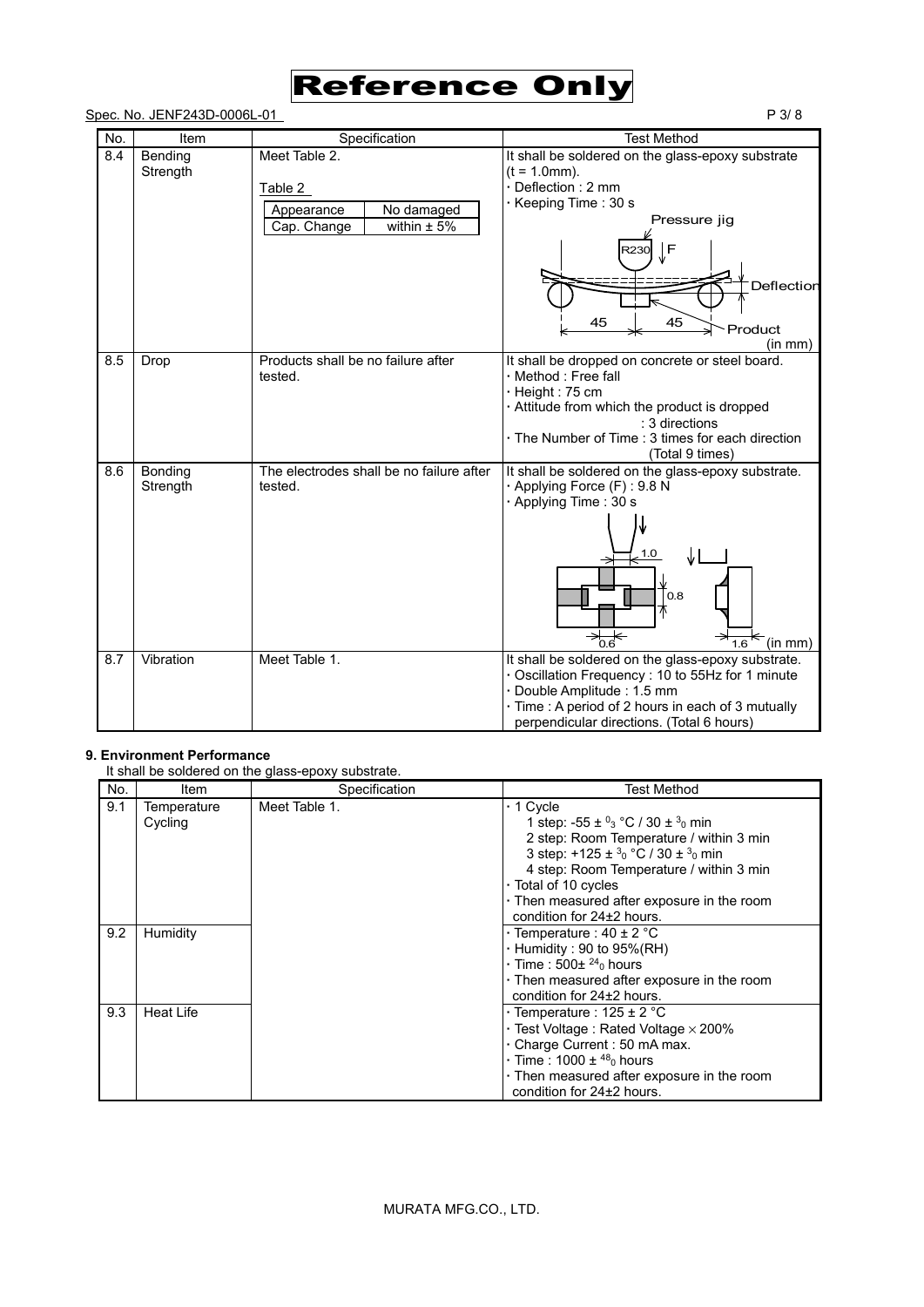# Reference Only

Spec. No. JENF243D-0006L-01

| No. | Item | Specification | Test Method |
|---|---|---|---|
| 8.4 | Bending Strength | Meet Table 2.<br><br>Table 2<br>Appearance: No damaged<br>Cap. Change: within ± 5% | It shall be soldered on the glass-epoxy substrate (t = 1.0mm).<br>· Deflection : 2 mm<br>· Keeping Time : 30 s<br>Pressure jig, R230, F, Deflection, 45, 45, Product (in mm) |
| 8.5 | Drop | Products shall be no failure after tested. | It shall be dropped on concrete or steel board.<br>· Method : Free fall<br>· Height : 75 cm<br>· Attitude from which the product is dropped : 3 directions<br>· The Number of Time : 3 times for each direction (Total 9 times) |
| 8.6 | Bonding Strength | The electrodes shall be no failure after tested. | It shall be soldered on the glass-epoxy substrate.<br>· Applying Force (F) : 9.8 N<br>· Applying Time : 30 s<br>1.0, 0.8, 0.6, 1.6 (in mm) |
| 8.7 | Vibration | Meet Table 1. | It shall be soldered on the glass-epoxy substrate.<br>· Oscillation Frequency : 10 to 55Hz for 1 minute<br>· Double Amplitude : 1.5 mm<br>· Time : A period of 2 hours in each of 3 mutually perpendicular directions. (Total 6 hours) |

**9. Environment Performance**

It shall be soldered on the glass-epoxy substrate.

| No. | Item | Specification | Test Method |
|---|---|---|---|
| 9.1 | Temperature Cycling | Meet Table 1. | · 1 Cycle<br>1 step: -55 ± $^{0}_{3}$ °C / 30 ± $^{3}_{0}$ min<br>2 step: Room Temperature / within 3 min<br>3 step: +125 ± $^{3}_{0}$ °C / 30 ± $^{3}_{0}$ min<br>4 step: Room Temperature / within 3 min<br>· Total of 10 cycles<br>· Then measured after exposure in the room condition for 24±2 hours. |
| 9.2 | Humidity | | · Temperature : 40 ± 2 °C<br>· Humidity : 90 to 95%(RH)<br>· Time : 500± $^{24}_{0}$ hours<br>· Then measured after exposure in the room condition for 24±2 hours. |
| 9.3 | Heat Life | | · Temperature : 125 ± 2 °C<br>· Test Voltage : Rated Voltage × 200%<br>· Charge Current : 50 mA max.<br>· Time : 1000 ± $^{48}_{0}$ hours<br>· Then measured after exposure in the room condition for 24±2 hours. |

MURATA MFG.CO., LTD.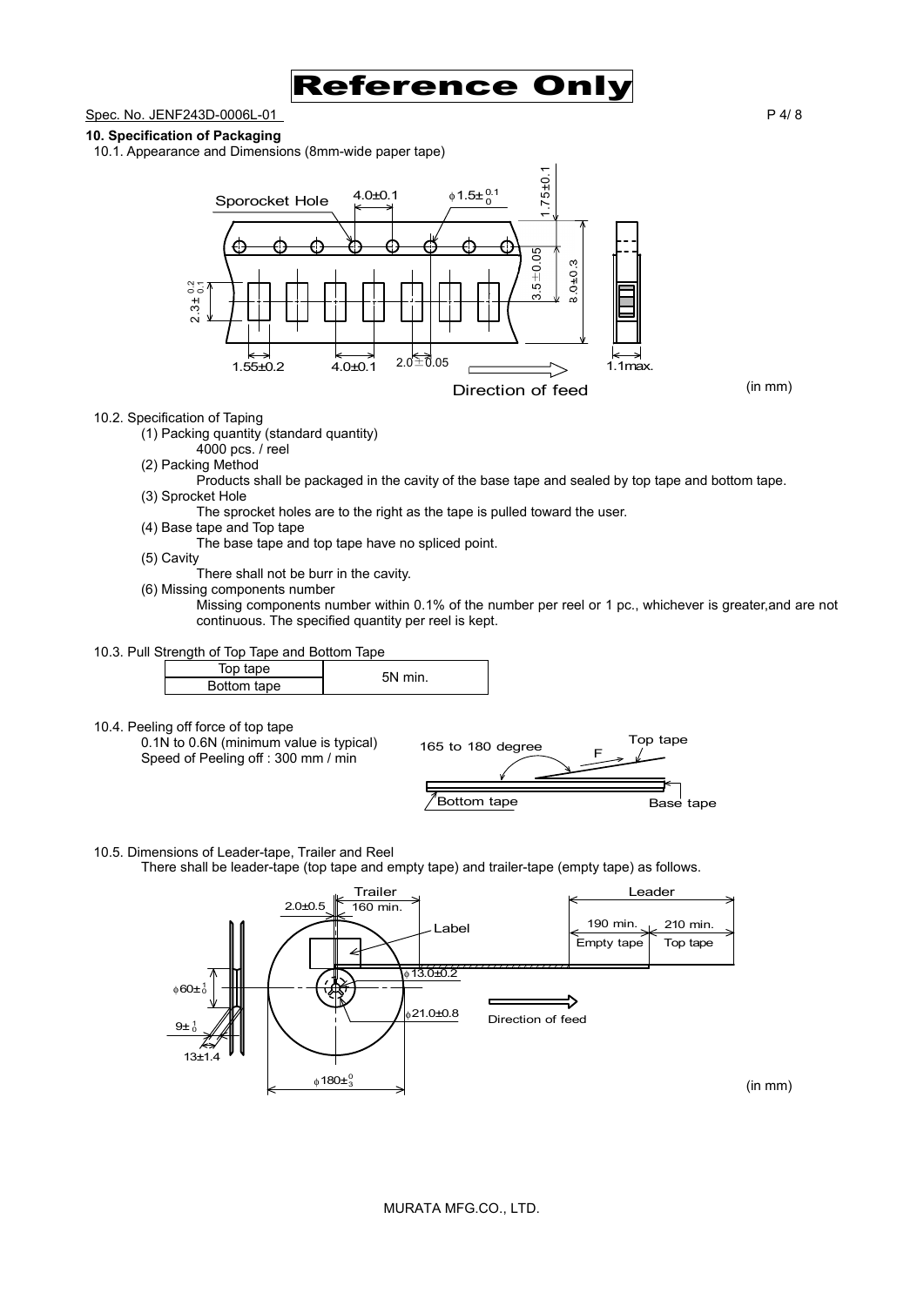Spec. No. JENF243D-0006L-01

## 10. Specification of Packaging

10.1. Appearance and Dimensions (8mm-wide paper tape)

(in mm)

10.2. Specification of Taping

(1) Packing quantity (standard quantity)

4000 pcs. / reel

(2) Packing Method

Products shall be packaged in the cavity of the base tape and sealed by top tape and bottom tape.

(3) Sprocket Hole

The sprocket holes are to the right as the tape is pulled toward the user.

(4) Base tape and Top tape

The base tape and top tape have no spliced point.

(5) Cavity

There shall not be burr in the cavity.

(6) Missing components number

Missing components number within 0.1% of the number per reel or 1 pc., whichever is greater,and are not continuous. The specified quantity per reel is kept.

10.3. Pull Strength of Top Tape and Bottom Tape

| Top tape | 5N min. |
|---|---|
| Bottom tape | |

10.4. Peeling off force of top tape

0.1N to 0.6N (minimum value is typical)
Speed of Peeling off : 300 mm / min

10.5. Dimensions of Leader-tape, Trailer and Reel

There shall be leader-tape (top tape and empty tape) and trailer-tape (empty tape) as follows.

(in mm)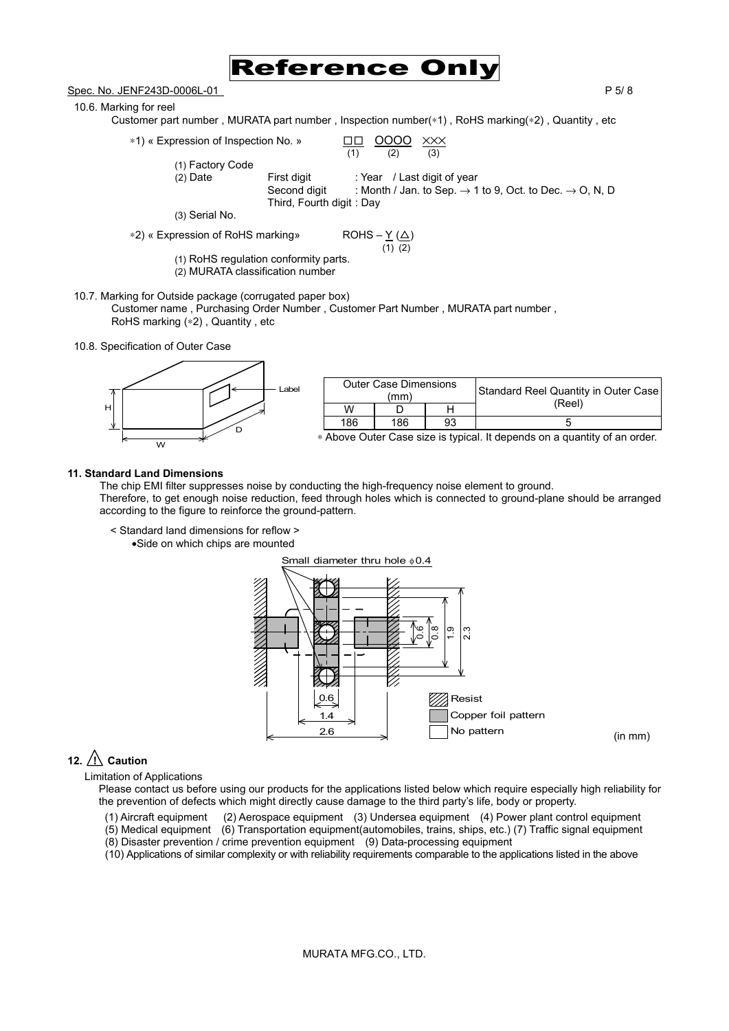Reference Only

Spec. No. JENF243D-0006L-01

10.6. Marking for reel

Customer part number , MURATA part number , Inspection number(∗1) , RoHS marking(∗2) , Quantity , etc

∗1) « Expression of Inspection No. »　　□□ OOOO ××× 
(1) (2) (3)

(1) Factory Code
(2) Date　First digit : Year / Last digit of year
Second digit : Month / Jan. to Sep. → 1 to 9, Oct. to Dec. → O, N, D
Third, Fourth digit : Day
(3) Serial No.

∗2) « Expression of RoHS marking»　　ROHS – Y (△)
(1) (2)

(1) RoHS regulation conformity parts.
(2) MURATA classification number

10.7. Marking for Outside package (corrugated paper box)

Customer name , Purchasing Order Number , Customer Part Number , MURATA part number , RoHS marking (∗2) , Quantity , etc

10.8. Specification of Outer Case

| Outer Case Dimensions (mm) | | | Standard Reel Quantity in Outer Case (Reel) |
|---|---|---|---|
| W | D | H | |
| 186 | 186 | 93 | 5 |

∗ Above Outer Case size is typical. It depends on a quantity of an order.

## 11. Standard Land Dimensions

The chip EMI filter suppresses noise by conducting the high-frequency noise element to ground.
Therefore, to get enough noise reduction, feed through holes which is connected to ground-plane should be arranged according to the figure to reinforce the ground-pattern.

< Standard land dimensions for reflow >

- Side on which chips are mounted

Small diameter thru hole ϕ0.4

0.6　0.8　1.9　2.3　0.6　1.4　2.6

Resist
Copper foil pattern
No pattern

(in mm)

## 12. ⚠ Caution

Limitation of Applications

Please contact us before using our products for the applications listed below which require especially high reliability for the prevention of defects which might directly cause damage to the third party's life, body or property.

(1) Aircraft equipment (2) Aerospace equipment (3) Undersea equipment (4) Power plant control equipment
(5) Medical equipment (6) Transportation equipment(automobiles, trains, ships, etc.) (7) Traffic signal equipment
(8) Disaster prevention / crime prevention equipment (9) Data-processing equipment
(10) Applications of similar complexity or with reliability requirements comparable to the applications listed in the above

MURATA MFG.CO., LTD.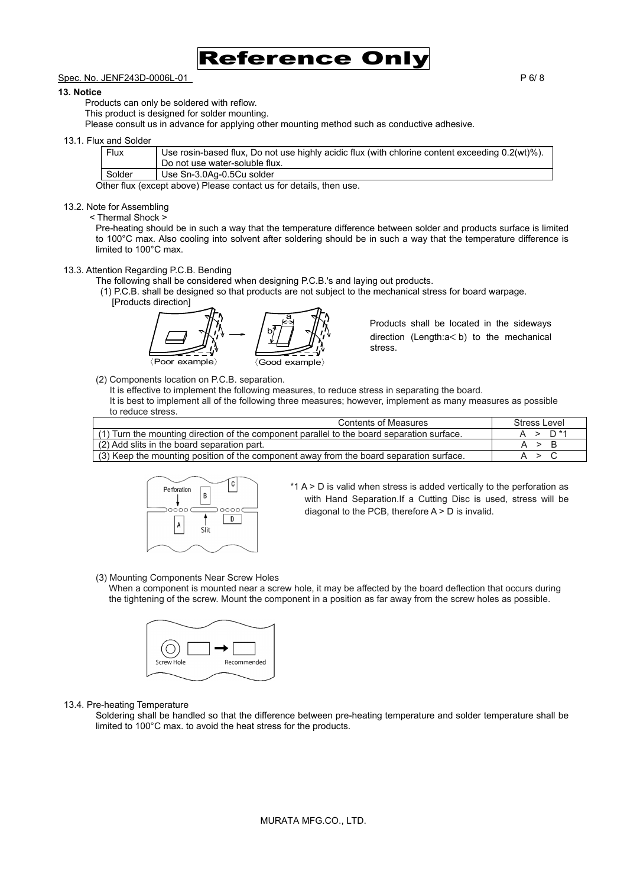Reference Only

Spec. No. JENF243D-0006L-01

**13. Notice**

Products can only be soldered with reflow.
This product is designed for solder mounting.
Please consult us in advance for applying other mounting method such as conductive adhesive.

13.1. Flux and Solder

| Flux | Use rosin-based flux, Do not use highly acidic flux (with chlorine content exceeding 0.2(wt)%). Do not use water-soluble flux. |
|---|---|
| Solder | Use Sn-3.0Ag-0.5Cu solder |

Other flux (except above) Please contact us for details, then use.

13.2. Note for Assembling

< Thermal Shock >

Pre-heating should be in such a way that the temperature difference between solder and products surface is limited to 100°C max. Also cooling into solvent after soldering should be in such a way that the temperature difference is limited to 100°C max.

13.3. Attention Regarding P.C.B. Bending

The following shall be considered when designing P.C.B.'s and laying out products.

(1) P.C.B. shall be designed so that products are not subject to the mechanical stress for board warpage.

[Products direction]

〈Poor example〉 〈Good example〉

Products shall be located in the sideways direction (Length:a< b) to the mechanical stress.

(2) Components location on P.C.B. separation.

It is effective to implement the following measures, to reduce stress in separating the board.
It is best to implement all of the following three measures; however, implement as many measures as possible to reduce stress.

| Contents of Measures | Stress Level |
|---|---|
| (1) Turn the mounting direction of the component parallel to the board separation surface. | A > D *1 |
| (2) Add slits in the board separation part. | A > B |
| (3) Keep the mounting position of the component away from the board separation surface. | A > C |

*1 A > D is valid when stress is added vertically to the perforation as with Hand Separation.If a Cutting Disc is used, stress will be diagonal to the PCB, therefore A > D is invalid.

(3) Mounting Components Near Screw Holes

When a component is mounted near a screw hole, it may be affected by the board deflection that occurs during the tightening of the screw. Mount the component in a position as far away from the screw holes as possible.

13.4. Pre-heating Temperature

Soldering shall be handled so that the difference between pre-heating temperature and solder temperature shall be limited to 100°C max. to avoid the heat stress for the products.

MURATA MFG.CO., LTD.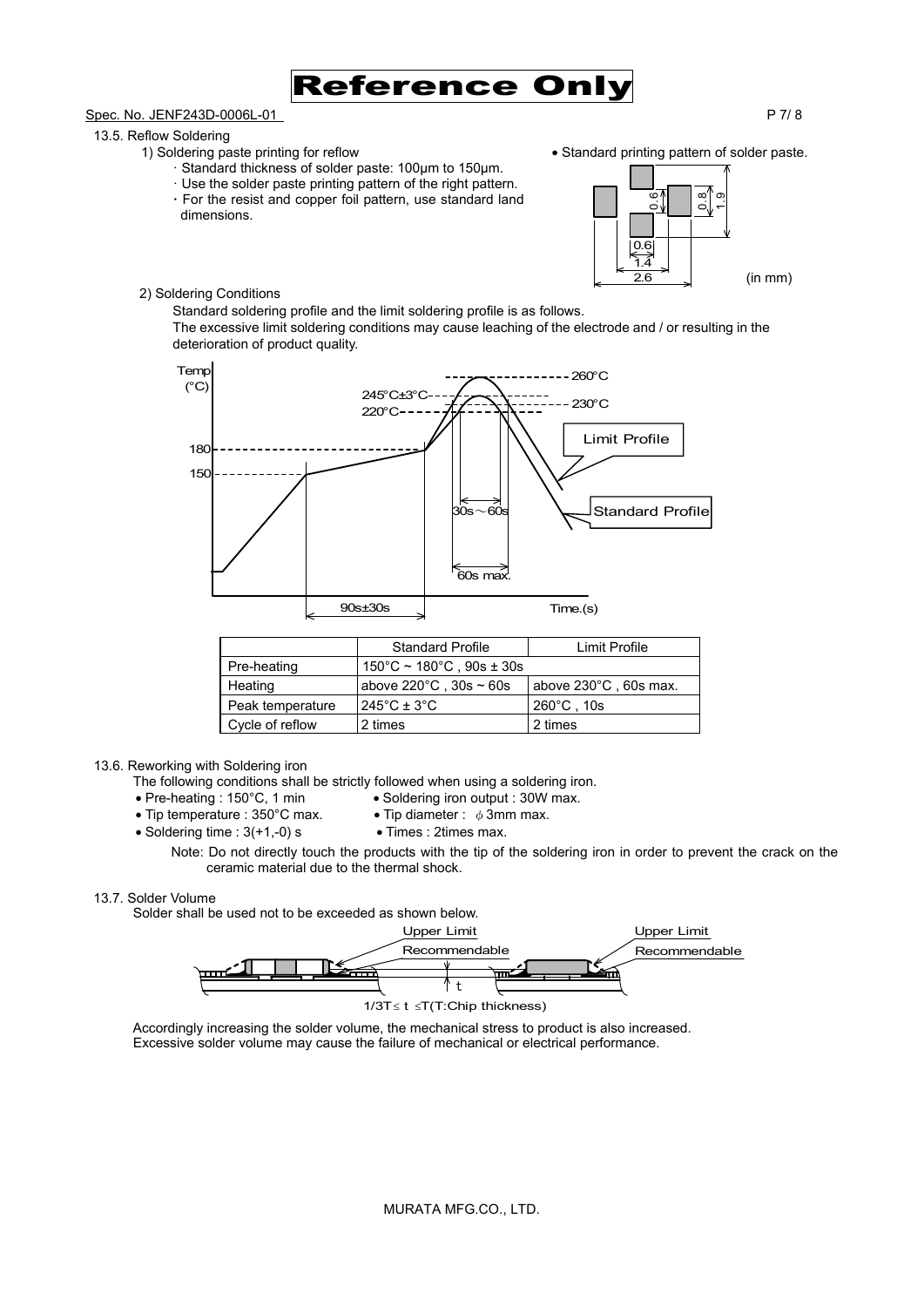# Reference Only

Spec. No. JENF243D-0006L-01

13.5. Reflow Soldering

1) Soldering paste printing for reflow

- Standard thickness of solder paste: 100μm to 150μm.
- Use the solder paste printing pattern of the right pattern.
- For the resist and copper foil pattern, use standard land dimensions.

• Standard printing pattern of solder paste.

(in mm)

2) Soldering Conditions

Standard soldering profile and the limit soldering profile is as follows.
The excessive limit soldering conditions may cause leaching of the electrode and / or resulting in the deterioration of product quality.

|  | Standard Profile | Limit Profile |
|---|---|---|
| Pre-heating | 150°C ~ 180°C , 90s ± 30s | |
| Heating | above 220°C , 30s ~ 60s | above 230°C , 60s max. |
| Peak temperature | 245°C ± 3°C | 260°C , 10s |
| Cycle of reflow | 2 times | 2 times |

13.6. Reworking with Soldering iron

The following conditions shall be strictly followed when using a soldering iron.

- Pre-heating : 150°C, 1 min
- Soldering iron output : 30W max.
- Tip temperature : 350°C max.
- Tip diameter : φ3mm max.
- Soldering time : 3(+1,-0) s
- Times : 2times max.

Note: Do not directly touch the products with the tip of the soldering iron in order to prevent the crack on the ceramic material due to the thermal shock.

13.7. Solder Volume

Solder shall be used not to be exceeded as shown below.

$1/3T \leq t \leq T$(T:Chip thickness)

Accordingly increasing the solder volume, the mechanical stress to product is also increased.
Excessive solder volume may cause the failure of mechanical or electrical performance.

MURATA MFG.CO., LTD.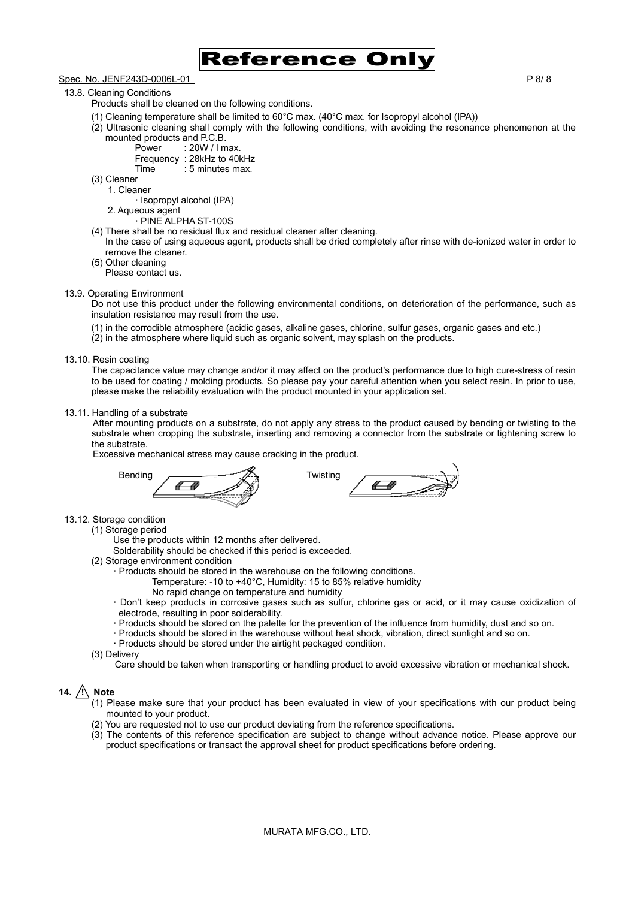### 13.8. Cleaning Conditions

Products shall be cleaned on the following conditions.

(1) Cleaning temperature shall be limited to 60°C max. (40°C max. for Isopropyl alcohol (IPA))

(2) Ultrasonic cleaning shall comply with the following conditions, with avoiding the resonance phenomenon at the mounted products and P.C.B.

Power : 20W / l max.
Frequency : 28kHz to 40kHz
Time : 5 minutes max.

(3) Cleaner

1. Cleaner
   - Isopropyl alcohol (IPA)
2. Aqueous agent
   - PINE ALPHA ST-100S

(4) There shall be no residual flux and residual cleaner after cleaning.
In the case of using aqueous agent, products shall be dried completely after rinse with de-ionized water in order to remove the cleaner.

(5) Other cleaning
Please contact us.

### 13.9. Operating Environment

Do not use this product under the following environmental conditions, on deterioration of the performance, such as insulation resistance may result from the use.

(1) in the corrodible atmosphere (acidic gases, alkaline gases, chlorine, sulfur gases, organic gases and etc.)
(2) in the atmosphere where liquid such as organic solvent, may splash on the products.

### 13.10. Resin coating

The capacitance value may change and/or it may affect on the product's performance due to high cure-stress of resin to be used for coating / molding products. So please pay your careful attention when you select resin. In prior to use, please make the reliability evaluation with the product mounted in your application set.

### 13.11. Handling of a substrate

After mounting products on a substrate, do not apply any stress to the product caused by bending or twisting to the substrate when cropping the substrate, inserting and removing a connector from the substrate or tightening screw to the substrate.
Excessive mechanical stress may cause cracking in the product.

Bending

Twisting

### 13.12. Storage condition

(1) Storage period
Use the products within 12 months after delivered.
Solderability should be checked if this period is exceeded.

(2) Storage environment condition
- Products should be stored in the warehouse on the following conditions.
  Temperature: -10 to +40°C, Humidity: 15 to 85% relative humidity
  No rapid change on temperature and humidity
- Don't keep products in corrosive gases such as sulfur, chlorine gas or acid, or it may cause oxidization of electrode, resulting in poor solderability.
- Products should be stored on the palette for the prevention of the influence from humidity, dust and so on.
- Products should be stored in the warehouse without heat shock, vibration, direct sunlight and so on.
- Products should be stored under the airtight packaged condition.

(3) Delivery
Care should be taken when transporting or handling product to avoid excessive vibration or mechanical shock.

## 14. ⚠ Note

(1) Please make sure that your product has been evaluated in view of your specifications with our product being mounted to your product.
(2) You are requested not to use our product deviating from the reference specifications.
(3) The contents of this reference specification are subject to change without advance notice. Please approve our product specifications or transact the approval sheet for product specifications before ordering.